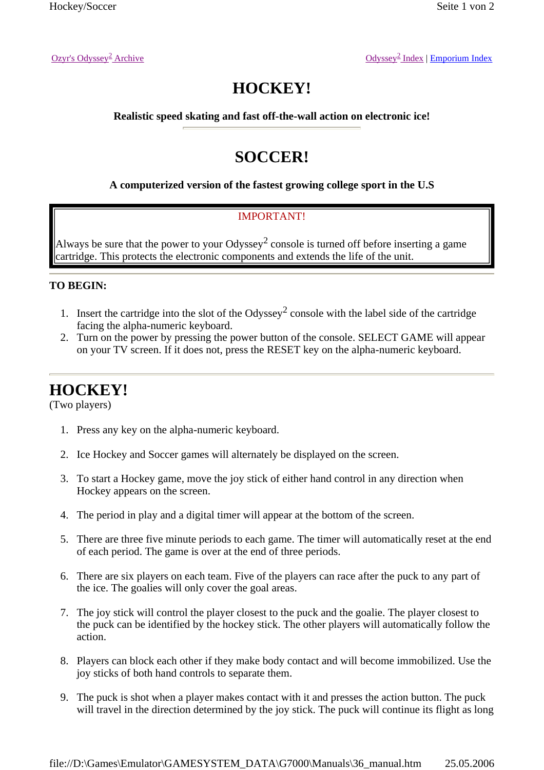[Ozyr's Odyssey[2] Archive] [Odyssey[2] Index] | [Emporium Index]

# HOCKEY!

**Realistic speed skating and fast off-the-wall action on electronic ice!**

# SOCCER!

**A computerized version of the fastest growing college sport in the U.S**

IMPORTANT!

Always be sure that the power to your Odyssey[2] console is turned off before inserting a game cartridge. This protects the electronic components and extends the life of the unit.

**TO BEGIN:**

1. Insert the cartridge into the slot of the Odyssey[2] console with the label side of the cartridge facing the alpha-numeric keyboard.
2. Turn on the power by pressing the power button of the console. SELECT GAME will appear on your TV screen. If it does not, press the RESET key on the alpha-numeric keyboard.

## HOCKEY!

(Two players)

1. Press any key on the alpha-numeric keyboard.
2. Ice Hockey and Soccer games will alternately be displayed on the screen.
3. To start a Hockey game, move the joy stick of either hand control in any direction when Hockey appears on the screen.
4. The period in play and a digital timer will appear at the bottom of the screen.
5. There are three five minute periods to each game. The timer will automatically reset at the end of each period. The game is over at the end of three periods.
6. There are six players on each team. Five of the players can race after the puck to any part of the ice. The goalies will only cover the goal areas.
7. The joy stick will control the player closest to the puck and the goalie. The player closest to the puck can be identified by the hockey stick. The other players will automatically follow the action.
8. Players can block each other if they make body contact and will become immobilized. Use the joy sticks of both hand controls to separate them.
9. The puck is shot when a player makes contact with it and presses the action button. The puck will travel in the direction determined by the joy stick. The puck will continue its flight as long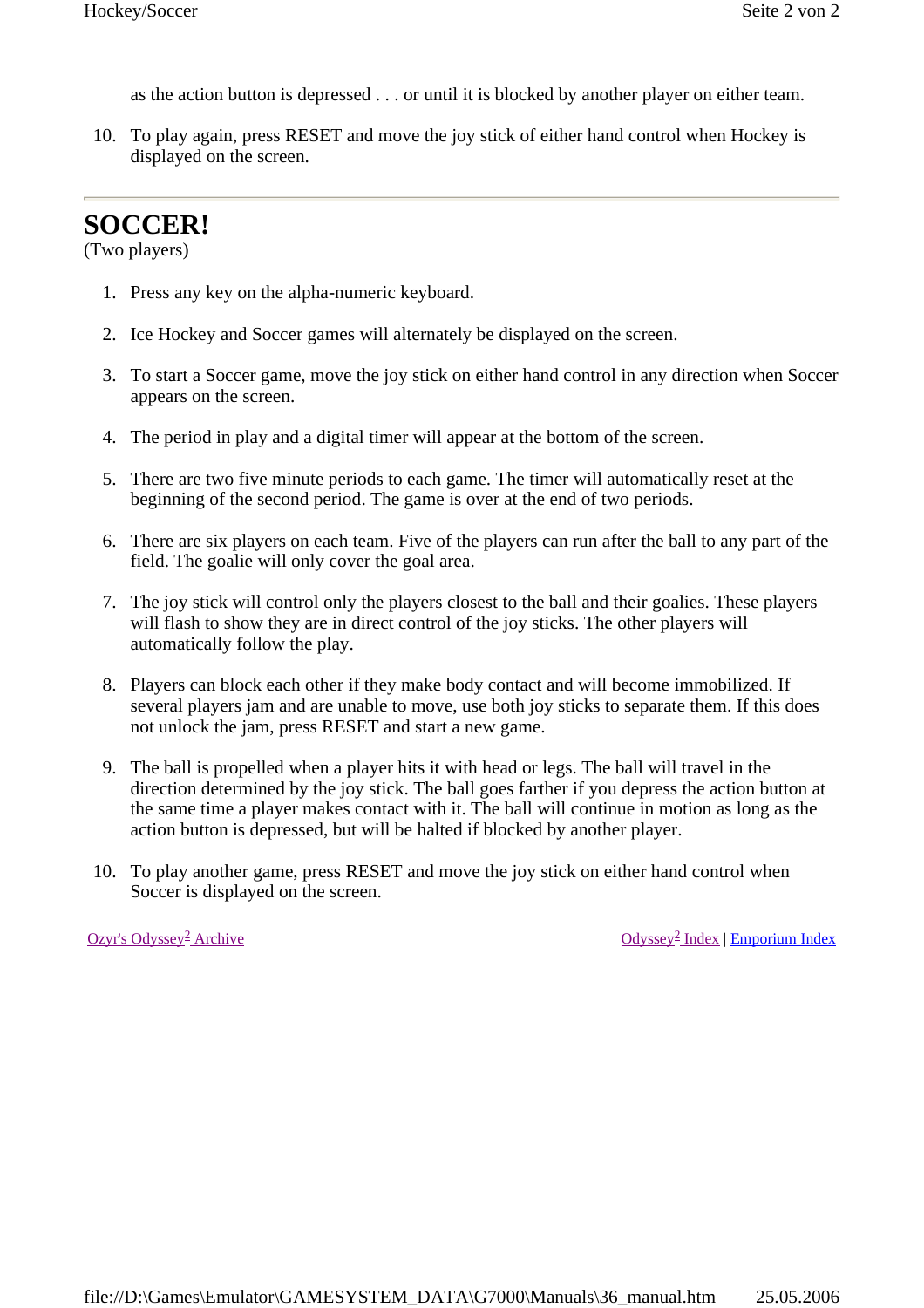as the action button is depressed . . . or until it is blocked by another player on either team.

10. To play again, press RESET and move the joy stick of either hand control when Hockey is displayed on the screen.

---

# SOCCER!

(Two players)

1. Press any key on the alpha-numeric keyboard.

2. Ice Hockey and Soccer games will alternately be displayed on the screen.

3. To start a Soccer game, move the joy stick on either hand control in any direction when Soccer appears on the screen.

4. The period in play and a digital timer will appear at the bottom of the screen.

5. There are two five minute periods to each game. The timer will automatically reset at the beginning of the second period. The game is over at the end of two periods.

6. There are six players on each team. Five of the players can run after the ball to any part of the field. The goalie will only cover the goal area.

7. The joy stick will control only the players closest to the ball and their goalies. These players will flash to show they are in direct control of the joy sticks. The other players will automatically follow the play.

8. Players can block each other if they make body contact and will become immobilized. If several players jam and are unable to move, use both joy sticks to separate them. If this does not unlock the jam, press RESET and start a new game.

9. The ball is propelled when a player hits it with head or legs. The ball will travel in the direction determined by the joy stick. The ball goes farther if you depress the action button at the same time a player makes contact with it. The ball will continue in motion as long as the action button is depressed, but will be halted if blocked by another player.

10. To play another game, press RESET and move the joy stick on either hand control when Soccer is displayed on the screen.

Ozyr's Odyssey[2] Archive

Odyssey[2] Index | Emporium Index